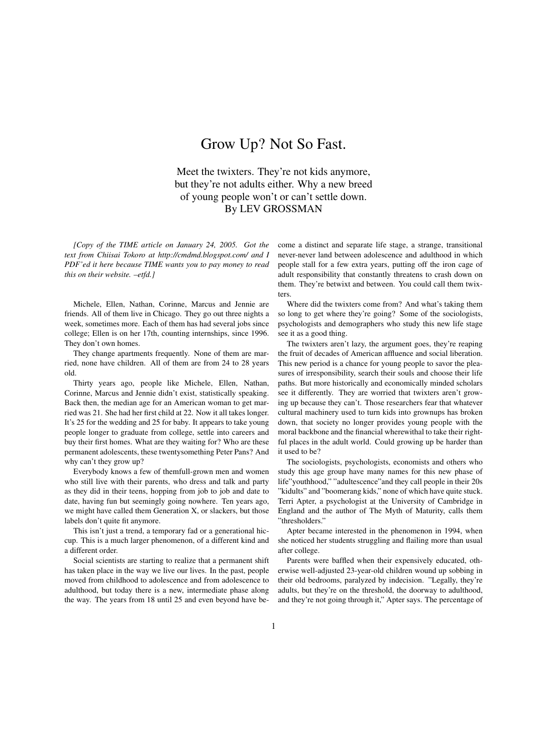# Grow Up? Not So Fast.

Meet the twixters. They're not kids anymore, but they're not adults either. Why a new breed of young people won't or can't settle down.
By LEV GROSSMAN

*[Copy of the TIME article on January 24, 2005. Got the text from Chiisai Tokoro at http://cmdmd.blogspot.com/ and I PDF'ed it here because TIME wants you to pay money to read this on their website. –etfd.]*

Michele, Ellen, Nathan, Corinne, Marcus and Jennie are friends. All of them live in Chicago. They go out three nights a week, sometimes more. Each of them has had several jobs since college; Ellen is on her 17th, counting internships, since 1996. They don't own homes.

They change apartments frequently. None of them are married, none have children. All of them are from 24 to 28 years old.

Thirty years ago, people like Michele, Ellen, Nathan, Corinne, Marcus and Jennie didn't exist, statistically speaking. Back then, the median age for an American woman to get married was 21. She had her first child at 22. Now it all takes longer. It's 25 for the wedding and 25 for baby. It appears to take young people longer to graduate from college, settle into careers and buy their first homes. What are they waiting for? Who are these permanent adolescents, these twentysomething Peter Pans? And why can't they grow up?

Everybody knows a few of themfull-grown men and women who still live with their parents, who dress and talk and party as they did in their teens, hopping from job to job and date to date, having fun but seemingly going nowhere. Ten years ago, we might have called them Generation X, or slackers, but those labels don't quite fit anymore.

This isn't just a trend, a temporary fad or a generational hiccup. This is a much larger phenomenon, of a different kind and a different order.

Social scientists are starting to realize that a permanent shift has taken place in the way we live our lives. In the past, people moved from childhood to adolescence and from adolescence to adulthood, but today there is a new, intermediate phase along the way. The years from 18 until 25 and even beyond have become a distinct and separate life stage, a strange, transitional never-never land between adolescence and adulthood in which people stall for a few extra years, putting off the iron cage of adult responsibility that constantly threatens to crash down on them. They're betwixt and between. You could call them twixters.

Where did the twixters come from? And what's taking them so long to get where they're going? Some of the sociologists, psychologists and demographers who study this new life stage see it as a good thing.

The twixters aren't lazy, the argument goes, they're reaping the fruit of decades of American affluence and social liberation. This new period is a chance for young people to savor the pleasures of irresponsibility, search their souls and choose their life paths. But more historically and economically minded scholars see it differently. They are worried that twixters aren't growing up because they can't. Those researchers fear that whatever cultural machinery used to turn kids into grownups has broken down, that society no longer provides young people with the moral backbone and the financial wherewithal to take their rightful places in the adult world. Could growing up be harder than it used to be?

The sociologists, psychologists, economists and others who study this age group have many names for this new phase of life"youthhood," "adultescence"and they call people in their 20s "kidults" and "boomerang kids," none of which have quite stuck. Terri Apter, a psychologist at the University of Cambridge in England and the author of The Myth of Maturity, calls them "thresholders."

Apter became interested in the phenomenon in 1994, when she noticed her students struggling and flailing more than usual after college.

Parents were baffled when their expensively educated, otherwise well-adjusted 23-year-old children wound up sobbing in their old bedrooms, paralyzed by indecision. "Legally, they're adults, but they're on the threshold, the doorway to adulthood, and they're not going through it," Apter says. The percentage of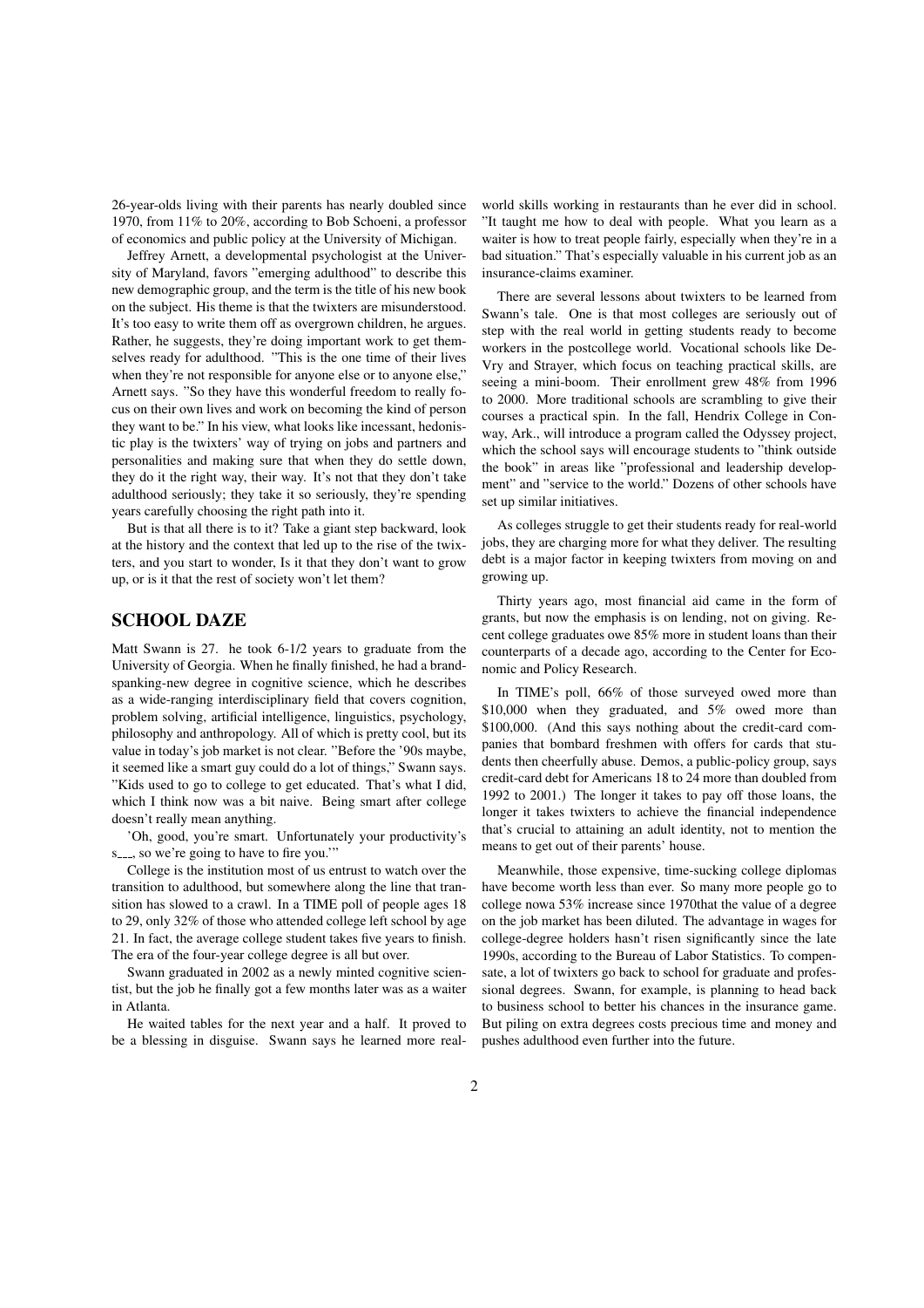26-year-olds living with their parents has nearly doubled since 1970, from 11% to 20%, according to Bob Schoeni, a professor of economics and public policy at the University of Michigan.

Jeffrey Arnett, a developmental psychologist at the University of Maryland, favors "emerging adulthood" to describe this new demographic group, and the term is the title of his new book on the subject. His theme is that the twixters are misunderstood. It's too easy to write them off as overgrown children, he argues. Rather, he suggests, they're doing important work to get themselves ready for adulthood. "This is the one time of their lives when they're not responsible for anyone else or to anyone else," Arnett says. "So they have this wonderful freedom to really focus on their own lives and work on becoming the kind of person they want to be." In his view, what looks like incessant, hedonistic play is the twixters' way of trying on jobs and partners and personalities and making sure that when they do settle down, they do it the right way, their way. It's not that they don't take adulthood seriously; they take it so seriously, they're spending years carefully choosing the right path into it.

But is that all there is to it? Take a giant step backward, look at the history and the context that led up to the rise of the twixters, and you start to wonder, Is it that they don't want to grow up, or is it that the rest of society won't let them?

## SCHOOL DAZE

Matt Swann is 27. he took 6-1/2 years to graduate from the University of Georgia. When he finally finished, he had a brand-spanking-new degree in cognitive science, which he describes as a wide-ranging interdisciplinary field that covers cognition, problem solving, artificial intelligence, linguistics, psychology, philosophy and anthropology. All of which is pretty cool, but its value in today's job market is not clear. "Before the '90s maybe, it seemed like a smart guy could do a lot of things," Swann says. "Kids used to go to college to get educated. That's what I did, which I think now was a bit naive. Being smart after college doesn't really mean anything.

'Oh, good, you're smart. Unfortunately your productivity's s___, so we're going to have to fire you.'"

College is the institution most of us entrust to watch over the transition to adulthood, but somewhere along the line that transition has slowed to a crawl. In a TIME poll of people ages 18 to 29, only 32% of those who attended college left school by age 21. In fact, the average college student takes five years to finish. The era of the four-year college degree is all but over.

Swann graduated in 2002 as a newly minted cognitive scientist, but the job he finally got a few months later was as a waiter in Atlanta.

He waited tables for the next year and a half. It proved to be a blessing in disguise. Swann says he learned more real-world skills working in restaurants than he ever did in school. "It taught me how to deal with people. What you learn as a waiter is how to treat people fairly, especially when they're in a bad situation." That's especially valuable in his current job as an insurance-claims examiner.

There are several lessons about twixters to be learned from Swann's tale. One is that most colleges are seriously out of step with the real world in getting students ready to become workers in the postcollege world. Vocational schools like DeVry and Strayer, which focus on teaching practical skills, are seeing a mini-boom. Their enrollment grew 48% from 1996 to 2000. More traditional schools are scrambling to give their courses a practical spin. In the fall, Hendrix College in Conway, Ark., will introduce a program called the Odyssey project, which the school says will encourage students to "think outside the book" in areas like "professional and leadership development" and "service to the world." Dozens of other schools have set up similar initiatives.

As colleges struggle to get their students ready for real-world jobs, they are charging more for what they deliver. The resulting debt is a major factor in keeping twixters from moving on and growing up.

Thirty years ago, most financial aid came in the form of grants, but now the emphasis is on lending, not on giving. Recent college graduates owe 85% more in student loans than their counterparts of a decade ago, according to the Center for Economic and Policy Research.

In TIME's poll, 66% of those surveyed owed more than $10,000 when they graduated, and 5% owed more than $100,000. (And this says nothing about the credit-card companies that bombard freshmen with offers for cards that students then cheerfully abuse. Demos, a public-policy group, says credit-card debt for Americans 18 to 24 more than doubled from 1992 to 2001.) The longer it takes to pay off those loans, the longer it takes twixters to achieve the financial independence that's crucial to attaining an adult identity, not to mention the means to get out of their parents' house.

Meanwhile, those expensive, time-sucking college diplomas have become worth less than ever. So many more people go to college nowa 53% increase since 1970that the value of a degree on the job market has been diluted. The advantage in wages for college-degree holders hasn't risen significantly since the late 1990s, according to the Bureau of Labor Statistics. To compensate, a lot of twixters go back to school for graduate and professional degrees. Swann, for example, is planning to head back to business school to better his chances in the insurance game. But piling on extra degrees costs precious time and money and pushes adulthood even further into the future.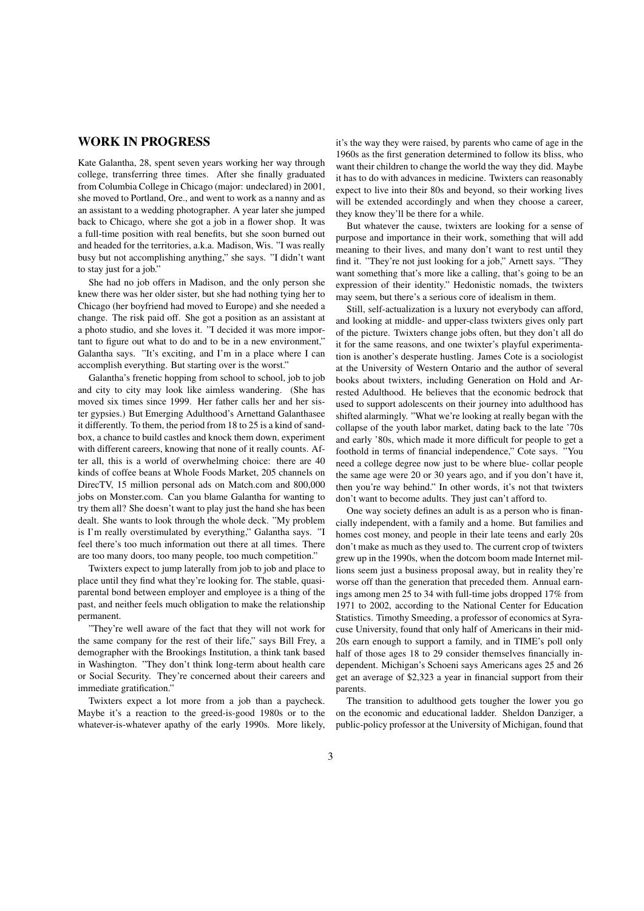## WORK IN PROGRESS

Kate Galantha, 28, spent seven years working her way through college, transferring three times. After she finally graduated from Columbia College in Chicago (major: undeclared) in 2001, she moved to Portland, Ore., and went to work as a nanny and as an assistant to a wedding photographer. A year later she jumped back to Chicago, where she got a job in a flower shop. It was a full-time position with real benefits, but she soon burned out and headed for the territories, a.k.a. Madison, Wis. "I was really busy but not accomplishing anything," she says. "I didn't want to stay just for a job."

She had no job offers in Madison, and the only person she knew there was her older sister, but she had nothing tying her to Chicago (her boyfriend had moved to Europe) and she needed a change. The risk paid off. She got a position as an assistant at a photo studio, and she loves it. "I decided it was more important to figure out what to do and to be in a new environment," Galantha says. "It's exciting, and I'm in a place where I can accomplish everything. But starting over is the worst."

Galantha's frenetic hopping from school to school, job to job and city to city may look like aimless wandering. (She has moved six times since 1999. Her father calls her and her sister gypsies.) But Emerging Adulthood's Arnettand Galanthasee it differently. To them, the period from 18 to 25 is a kind of sandbox, a chance to build castles and knock them down, experiment with different careers, knowing that none of it really counts. After all, this is a world of overwhelming choice: there are 40 kinds of coffee beans at Whole Foods Market, 205 channels on DirecTV, 15 million personal ads on Match.com and 800,000 jobs on Monster.com. Can you blame Galantha for wanting to try them all? She doesn't want to play just the hand she has been dealt. She wants to look through the whole deck. "My problem is I'm really overstimulated by everything," Galantha says. "I feel there's too much information out there at all times. There are too many doors, too many people, too much competition."

Twixters expect to jump laterally from job to job and place to place until they find what they're looking for. The stable, quasi-parental bond between employer and employee is a thing of the past, and neither feels much obligation to make the relationship permanent.

"They're well aware of the fact that they will not work for the same company for the rest of their life," says Bill Frey, a demographer with the Brookings Institution, a think tank based in Washington. "They don't think long-term about health care or Social Security. They're concerned about their careers and immediate gratification."

Twixters expect a lot more from a job than a paycheck. Maybe it's a reaction to the greed-is-good 1980s or to the whatever-is-whatever apathy of the early 1990s. More likely, it's the way they were raised, by parents who came of age in the 1960s as the first generation determined to follow its bliss, who want their children to change the world the way they did. Maybe it has to do with advances in medicine. Twixters can reasonably expect to live into their 80s and beyond, so their working lives will be extended accordingly and when they choose a career, they know they'll be there for a while.

But whatever the cause, twixters are looking for a sense of purpose and importance in their work, something that will add meaning to their lives, and many don't want to rest until they find it. "They're not just looking for a job," Arnett says. "They want something that's more like a calling, that's going to be an expression of their identity." Hedonistic nomads, the twixters may seem, but there's a serious core of idealism in them.

Still, self-actualization is a luxury not everybody can afford, and looking at middle- and upper-class twixters gives only part of the picture. Twixters change jobs often, but they don't all do it for the same reasons, and one twixter's playful experimentation is another's desperate hustling. James Cote is a sociologist at the University of Western Ontario and the author of several books about twixters, including Generation on Hold and Arrested Adulthood. He believes that the economic bedrock that used to support adolescents on their journey into adulthood has shifted alarmingly. "What we're looking at really began with the collapse of the youth labor market, dating back to the late '70s and early '80s, which made it more difficult for people to get a foothold in terms of financial independence," Cote says. "You need a college degree now just to be where blue- collar people the same age were 20 or 30 years ago, and if you don't have it, then you're way behind." In other words, it's not that twixters don't want to become adults. They just can't afford to.

One way society defines an adult is as a person who is financially independent, with a family and a home. But families and homes cost money, and people in their late teens and early 20s don't make as much as they used to. The current crop of twixters grew up in the 1990s, when the dotcom boom made Internet millions seem just a business proposal away, but in reality they're worse off than the generation that preceded them. Annual earnings among men 25 to 34 with full-time jobs dropped 17% from 1971 to 2002, according to the National Center for Education Statistics. Timothy Smeeding, a professor of economics at Syracuse University, found that only half of Americans in their mid-20s earn enough to support a family, and in TIME's poll only half of those ages 18 to 29 consider themselves financially independent. Michigan's Schoeni says Americans ages 25 and 26 get an average of $2,323 a year in financial support from their parents.

The transition to adulthood gets tougher the lower you go on the economic and educational ladder. Sheldon Danziger, a public-policy professor at the University of Michigan, found that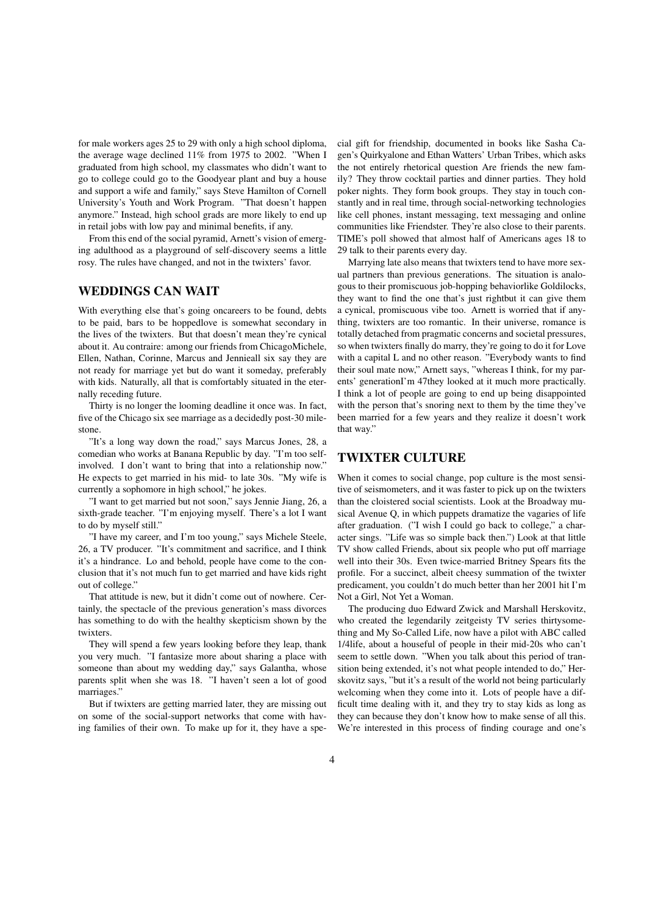for male workers ages 25 to 29 with only a high school diploma, the average wage declined 11% from 1975 to 2002. "When I graduated from high school, my classmates who didn't want to go to college could go to the Goodyear plant and buy a house and support a wife and family," says Steve Hamilton of Cornell University's Youth and Work Program. "That doesn't happen anymore." Instead, high school grads are more likely to end up in retail jobs with low pay and minimal benefits, if any.

From this end of the social pyramid, Arnett's vision of emerging adulthood as a playground of self-discovery seems a little rosy. The rules have changed, and not in the twixters' favor.

## WEDDINGS CAN WAIT

With everything else that's going oncareers to be found, debts to be paid, bars to be hoppedlove is somewhat secondary in the lives of the twixters. But that doesn't mean they're cynical about it. Au contraire: among our friends from ChicagoMichele, Ellen, Nathan, Corinne, Marcus and Jennieall six say they are not ready for marriage yet but do want it someday, preferably with kids. Naturally, all that is comfortably situated in the eternally receding future.

Thirty is no longer the looming deadline it once was. In fact, five of the Chicago six see marriage as a decidedly post-30 milestone.

"It's a long way down the road," says Marcus Jones, 28, a comedian who works at Banana Republic by day. "I'm too self-involved. I don't want to bring that into a relationship now." He expects to get married in his mid- to late 30s. "My wife is currently a sophomore in high school," he jokes.

"I want to get married but not soon," says Jennie Jiang, 26, a sixth-grade teacher. "I'm enjoying myself. There's a lot I want to do by myself still."

"I have my career, and I'm too young," says Michele Steele, 26, a TV producer. "It's commitment and sacrifice, and I think it's a hindrance. Lo and behold, people have come to the conclusion that it's not much fun to get married and have kids right out of college."

That attitude is new, but it didn't come out of nowhere. Certainly, the spectacle of the previous generation's mass divorces has something to do with the healthy skepticism shown by the twixters.

They will spend a few years looking before they leap, thank you very much. "I fantasize more about sharing a place with someone than about my wedding day," says Galantha, whose parents split when she was 18. "I haven't seen a lot of good marriages."

But if twixters are getting married later, they are missing out on some of the social-support networks that come with having families of their own. To make up for it, they have a special gift for friendship, documented in books like Sasha Cagen's Quirkyalone and Ethan Watters' Urban Tribes, which asks the not entirely rhetorical question Are friends the new family? They throw cocktail parties and dinner parties. They hold poker nights. They form book groups. They stay in touch constantly and in real time, through social-networking technologies like cell phones, instant messaging, text messaging and online communities like Friendster. They're also close to their parents. TIME's poll showed that almost half of Americans ages 18 to 29 talk to their parents every day.

Marrying late also means that twixters tend to have more sexual partners than previous generations. The situation is analogous to their promiscuous job-hopping behaviorlike Goldilocks, they want to find the one that's just rightbut it can give them a cynical, promiscuous vibe too. Arnett is worried that if anything, twixters are too romantic. In their universe, romance is totally detached from pragmatic concerns and societal pressures, so when twixters finally do marry, they're going to do it for Love with a capital L and no other reason. "Everybody wants to find their soul mate now," Arnett says, "whereas I think, for my parents' generationI'm 47they looked at it much more practically. I think a lot of people are going to end up being disappointed with the person that's snoring next to them by the time they've been married for a few years and they realize it doesn't work that way."

## TWIXTER CULTURE

When it comes to social change, pop culture is the most sensitive of seismometers, and it was faster to pick up on the twixters than the cloistered social scientists. Look at the Broadway musical Avenue Q, in which puppets dramatize the vagaries of life after graduation. ("I wish I could go back to college," a character sings. "Life was so simple back then.") Look at that little TV show called Friends, about six people who put off marriage well into their 30s. Even twice-married Britney Spears fits the profile. For a succinct, albeit cheesy summation of the twixter predicament, you couldn't do much better than her 2001 hit I'm Not a Girl, Not Yet a Woman.

The producing duo Edward Zwick and Marshall Herskovitz, who created the legendarily zeitgeisty TV series thirtysomething and My So-Called Life, now have a pilot with ABC called 1/4life, about a houseful of people in their mid-20s who can't seem to settle down. "When you talk about this period of transition being extended, it's not what people intended to do," Herskovitz says, "but it's a result of the world not being particularly welcoming when they come into it. Lots of people have a difficult time dealing with it, and they try to stay kids as long as they can because they don't know how to make sense of all this. We're interested in this process of finding courage and one's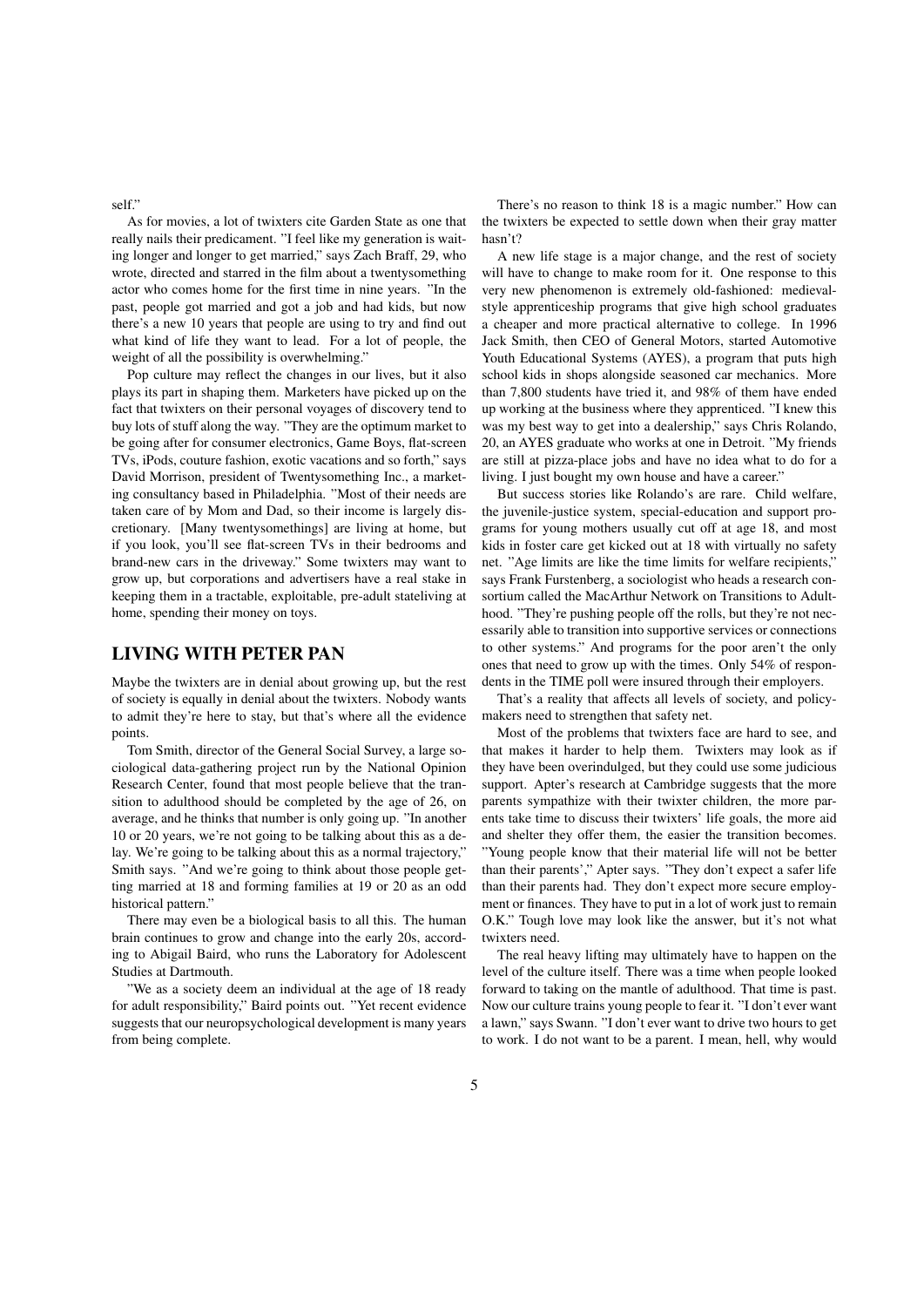self."

As for movies, a lot of twixters cite Garden State as one that really nails their predicament. "I feel like my generation is waiting longer and longer to get married," says Zach Braff, 29, who wrote, directed and starred in the film about a twentysomething actor who comes home for the first time in nine years. "In the past, people got married and got a job and had kids, but now there's a new 10 years that people are using to try and find out what kind of life they want to lead. For a lot of people, the weight of all the possibility is overwhelming."

Pop culture may reflect the changes in our lives, but it also plays its part in shaping them. Marketers have picked up on the fact that twixters on their personal voyages of discovery tend to buy lots of stuff along the way. "They are the optimum market to be going after for consumer electronics, Game Boys, flat-screen TVs, iPods, couture fashion, exotic vacations and so forth," says David Morrison, president of Twentysomething Inc., a marketing consultancy based in Philadelphia. "Most of their needs are taken care of by Mom and Dad, so their income is largely discretionary. [Many twentysomethings] are living at home, but if you look, you'll see flat-screen TVs in their bedrooms and brand-new cars in the driveway." Some twixters may want to grow up, but corporations and advertisers have a real stake in keeping them in a tractable, exploitable, pre-adult stateliving at home, spending their money on toys.

## LIVING WITH PETER PAN

Maybe the twixters are in denial about growing up, but the rest of society is equally in denial about the twixters. Nobody wants to admit they're here to stay, but that's where all the evidence points.

Tom Smith, director of the General Social Survey, a large sociological data-gathering project run by the National Opinion Research Center, found that most people believe that the transition to adulthood should be completed by the age of 26, on average, and he thinks that number is only going up. "In another 10 or 20 years, we're not going to be talking about this as a delay. We're going to be talking about this as a normal trajectory," Smith says. "And we're going to think about those people getting married at 18 and forming families at 19 or 20 as an odd historical pattern."

There may even be a biological basis to all this. The human brain continues to grow and change into the early 20s, according to Abigail Baird, who runs the Laboratory for Adolescent Studies at Dartmouth.

"We as a society deem an individual at the age of 18 ready for adult responsibility," Baird points out. "Yet recent evidence suggests that our neuropsychological development is many years from being complete.

There's no reason to think 18 is a magic number." How can the twixters be expected to settle down when their gray matter hasn't?

A new life stage is a major change, and the rest of society will have to change to make room for it. One response to this very new phenomenon is extremely old-fashioned: medieval-style apprenticeship programs that give high school graduates a cheaper and more practical alternative to college. In 1996 Jack Smith, then CEO of General Motors, started Automotive Youth Educational Systems (AYES), a program that puts high school kids in shops alongside seasoned car mechanics. More than 7,800 students have tried it, and 98% of them have ended up working at the business where they apprenticed. "I knew this was my best way to get into a dealership," says Chris Rolando, 20, an AYES graduate who works at one in Detroit. "My friends are still at pizza-place jobs and have no idea what to do for a living. I just bought my own house and have a career."

But success stories like Rolando's are rare. Child welfare, the juvenile-justice system, special-education and support programs for young mothers usually cut off at age 18, and most kids in foster care get kicked out at 18 with virtually no safety net. "Age limits are like the time limits for welfare recipients," says Frank Furstenberg, a sociologist who heads a research consortium called the MacArthur Network on Transitions to Adulthood. "They're pushing people off the rolls, but they're not necessarily able to transition into supportive services or connections to other systems." And programs for the poor aren't the only ones that need to grow up with the times. Only 54% of respondents in the TIME poll were insured through their employers.

That's a reality that affects all levels of society, and policymakers need to strengthen that safety net.

Most of the problems that twixters face are hard to see, and that makes it harder to help them. Twixters may look as if they have been overindulged, but they could use some judicious support. Apter's research at Cambridge suggests that the more parents sympathize with their twixter children, the more parents take time to discuss their twixters' life goals, the more aid and shelter they offer them, the easier the transition becomes. "Young people know that their material life will not be better than their parents'," Apter says. "They don't expect a safer life than their parents had. They don't expect more secure employment or finances. They have to put in a lot of work just to remain O.K." Tough love may look like the answer, but it's not what twixters need.

The real heavy lifting may ultimately have to happen on the level of the culture itself. There was a time when people looked forward to taking on the mantle of adulthood. That time is past. Now our culture trains young people to fear it. "I don't ever want a lawn," says Swann. "I don't ever want to drive two hours to get to work. I do not want to be a parent. I mean, hell, why would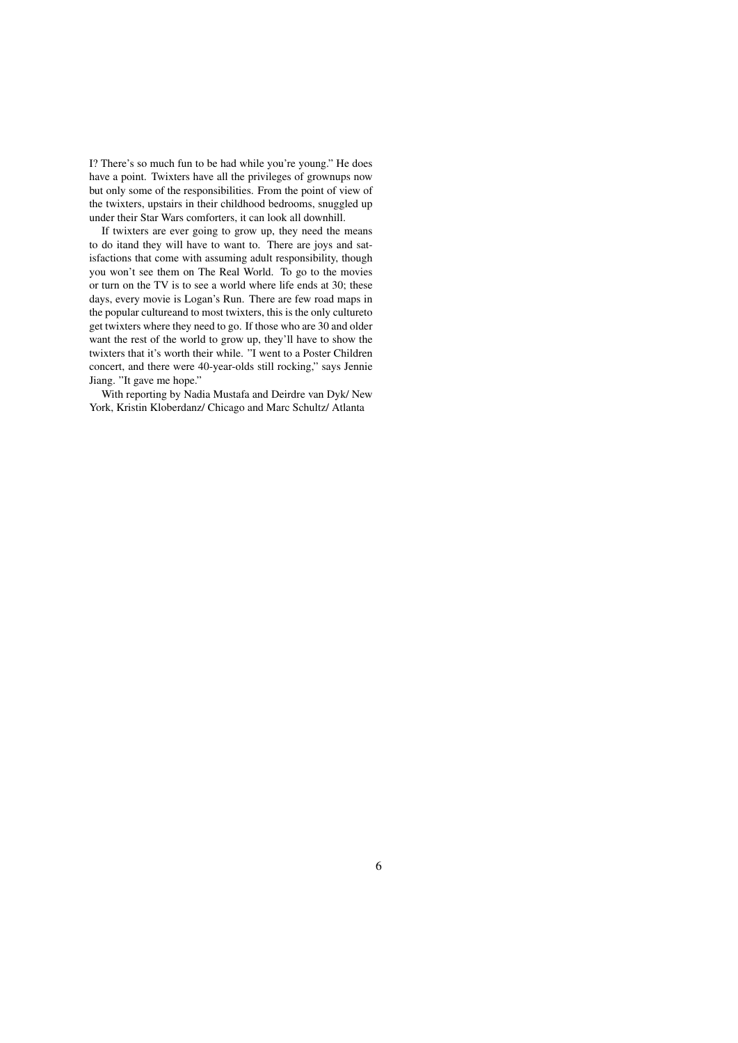I? There's so much fun to be had while you're young." He does have a point. Twixters have all the privileges of grownups now but only some of the responsibilities. From the point of view of the twixters, upstairs in their childhood bedrooms, snuggled up under their Star Wars comforters, it can look all downhill.

If twixters are ever going to grow up, they need the means to do itand they will have to want to. There are joys and satisfactions that come with assuming adult responsibility, though you won't see them on The Real World. To go to the movies or turn on the TV is to see a world where life ends at 30; these days, every movie is Logan's Run. There are few road maps in the popular cultureand to most twixters, this is the only cultureto get twixters where they need to go. If those who are 30 and older want the rest of the world to grow up, they'll have to show the twixters that it's worth their while. "I went to a Poster Children concert, and there were 40-year-olds still rocking," says Jennie Jiang. "It gave me hope."

With reporting by Nadia Mustafa and Deirdre van Dyk/ New York, Kristin Kloberdanz/ Chicago and Marc Schultz/ Atlanta